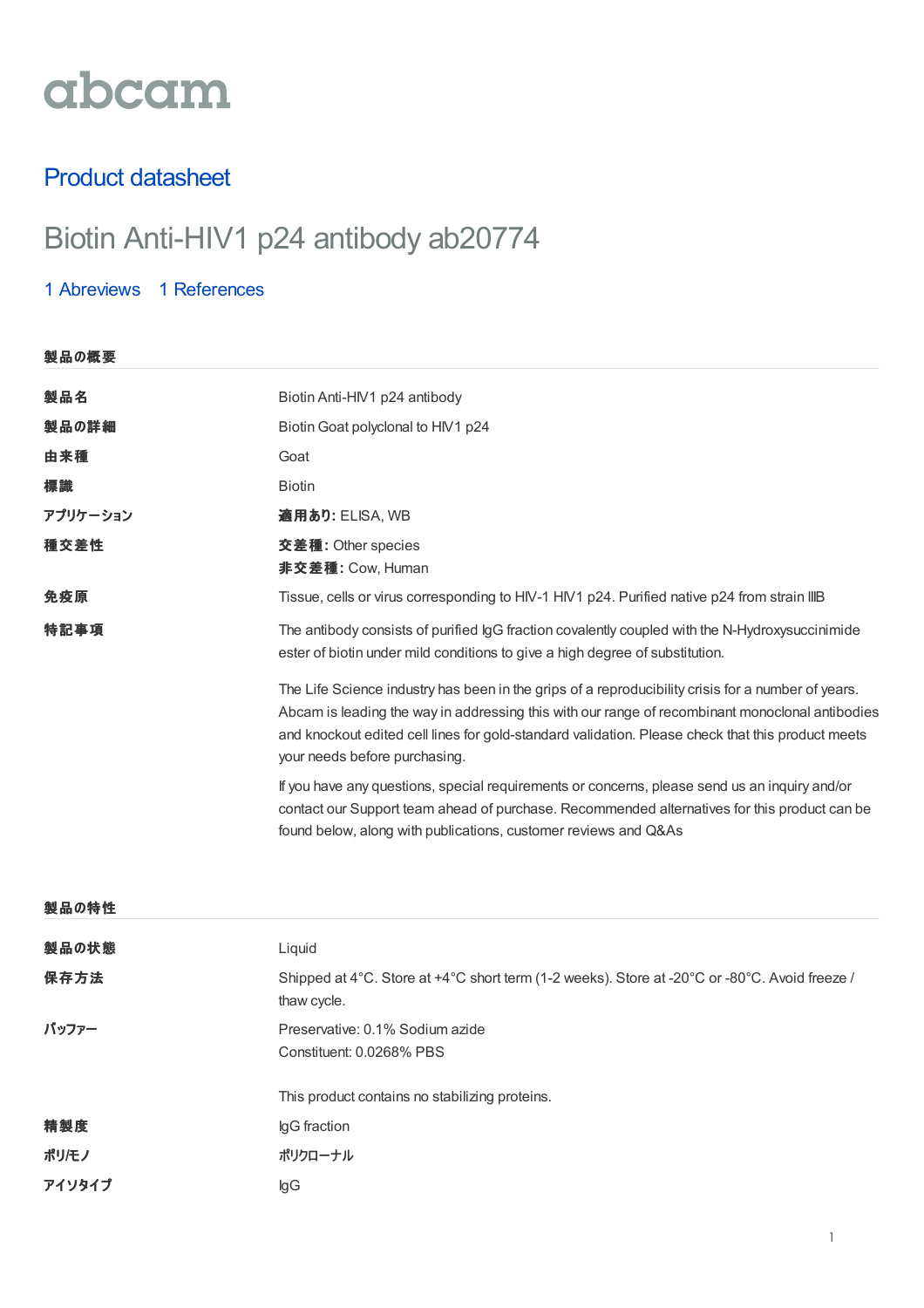abcam

## Product datasheet

# Biotin Anti-HIV1 p24 antibody ab20774

1 Abreviews 1 References

### 製品の概要

| | |
|---|---|
| **製品名** | Biotin Anti-HIV1 p24 antibody |
| **製品の詳細** | Biotin Goat polyclonal to HIV1 p24 |
| **由来種** | Goat |
| **標識** | Biotin |
| **アプリケーション** | **適用あり:** ELISA, WB |
| **種交差性** | **交差種:** Other species<br>**非交差種:** Cow, Human |
| **免疫原** | Tissue, cells or virus corresponding to HIV-1 HIV1 p24. Purified native p24 from strain IIIB |
| **特記事項** | The antibody consists of purified IgG fraction covalently coupled with the N-Hydroxysuccinimide ester of biotin under mild conditions to give a high degree of substitution.<br><br>The Life Science industry has been in the grips of a reproducibility crisis for a number of years. Abcam is leading the way in addressing this with our range of recombinant monoclonal antibodies and knockout edited cell lines for gold-standard validation. Please check that this product meets your needs before purchasing.<br><br>If you have any questions, special requirements or concerns, please send us an inquiry and/or contact our Support team ahead of purchase. Recommended alternatives for this product can be found below, along with publications, customer reviews and Q&As |

### 製品の特性

| | |
|---|---|
| **製品の状態** | Liquid |
| **保存方法** | Shipped at 4°C. Store at +4°C short term (1-2 weeks). Store at -20°C or -80°C. Avoid freeze / thaw cycle. |
| **バッファー** | Preservative: 0.1% Sodium azide<br>Constituent: 0.0268% PBS<br><br>This product contains no stabilizing proteins. |
| **精製度** | IgG fraction |
| **ポリ/モノ** | ポリクローナル |
| **アイソタイプ** | IgG |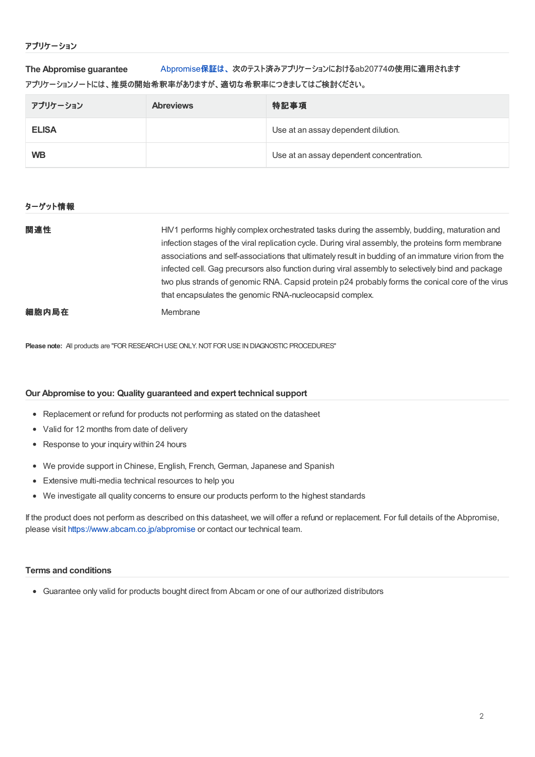## アプリケーション

**The Abpromise guarantee** Abpromise保証は、次のテスト済みアプリケーションにおけるab20774の使用に適用されます

アプリケーションノートには、推奨の開始希釈率がありますが、適切な希釈率につきましてはご検討ください。

| アプリケーション | Abreviews | 特記事項 |
|---|---|---|
| ELISA | | Use at an assay dependent dilution. |
| WB | | Use at an assay dependent concentration. |

## ターゲット情報

**関連性** HIV1 performs highly complex orchestrated tasks during the assembly, budding, maturation and infection stages of the viral replication cycle. During viral assembly, the proteins form membrane associations and self-associations that ultimately result in budding of an immature virion from the infected cell. Gag precursors also function during viral assembly to selectively bind and package two plus strands of genomic RNA. Capsid protein p24 probably forms the conical core of the virus that encapsulates the genomic RNA-nucleocapsid complex.

**細胞内局在** Membrane

**Please note:** All products are "FOR RESEARCH USE ONLY. NOT FOR USE IN DIAGNOSTIC PROCEDURES"

## Our Abpromise to you: Quality guaranteed and expert technical support

- Replacement or refund for products not performing as stated on the datasheet
- Valid for 12 months from date of delivery
- Response to your inquiry within 24 hours

- We provide support in Chinese, English, French, German, Japanese and Spanish
- Extensive multi-media technical resources to help you
- We investigate all quality concerns to ensure our products perform to the highest standards

If the product does not perform as described on this datasheet, we will offer a refund or replacement. For full details of the Abpromise, please visit https://www.abcam.co.jp/abpromise or contact our technical team.

## Terms and conditions

- Guarantee only valid for products bought direct from Abcam or one of our authorized distributors